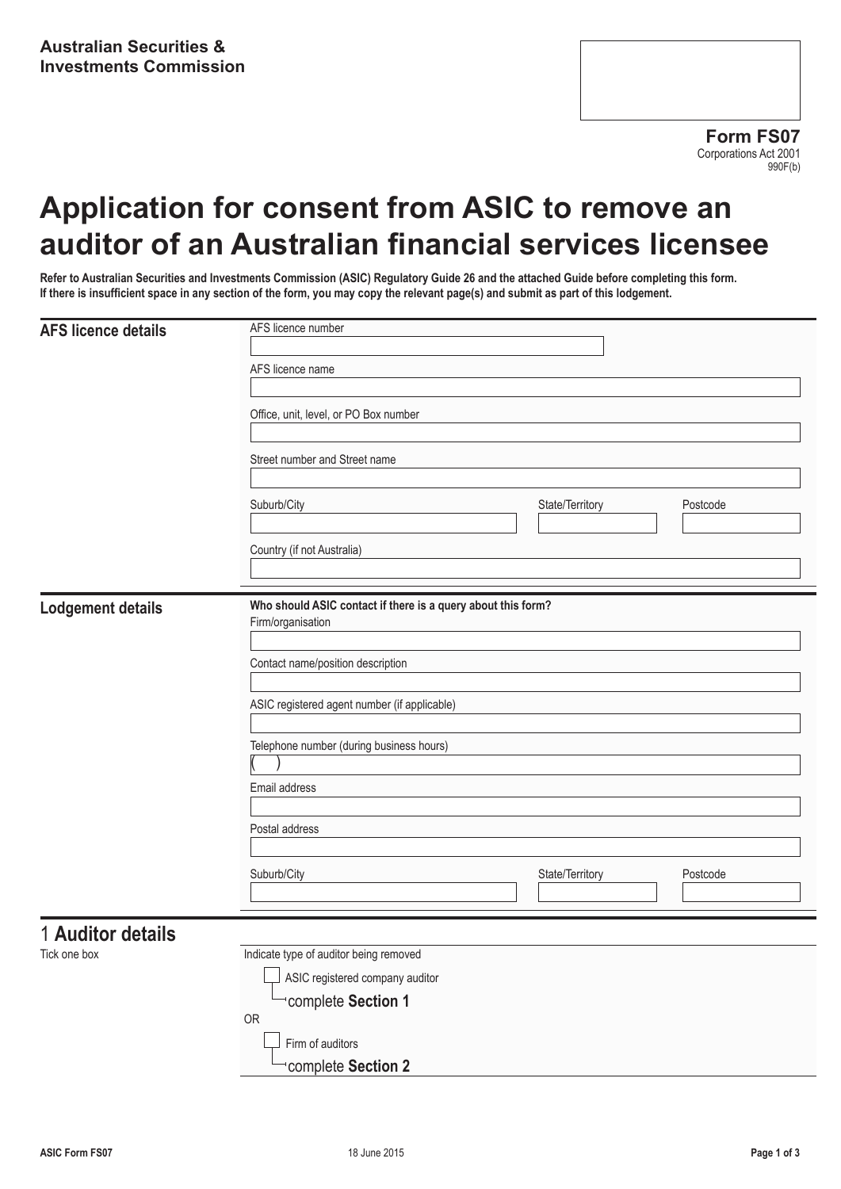**Australian Securities & Investments Commission**

**Form FS07**
Corporations Act 2001
990F(b)

# Application for consent from ASIC to remove an auditor of an Australian financial services licensee

**Refer to Australian Securities and Investments Commission (ASIC) Regulatory Guide 26 and the attached Guide before completing this form. If there is insufficient space in any section of the form, you may copy the relevant page(s) and submit as part of this lodgement.**

## AFS licence details

AFS licence number

AFS licence name

Office, unit, level, or PO Box number

Street number and Street name

Suburb/City | State/Territory | Postcode

Country (if not Australia)

## Lodgement details

**Who should ASIC contact if there is a query about this form?**

Firm/organisation

Contact name/position description

ASIC registered agent number (if applicable)

Telephone number (during business hours)
( )

Email address

Postal address

Suburb/City | State/Territory | Postcode

## 1 Auditor details

Tick one box

Indicate type of auditor being removed

☐ ASIC registered company auditor
→ complete **Section 1**

OR

☐ Firm of auditors
→ complete **Section 2**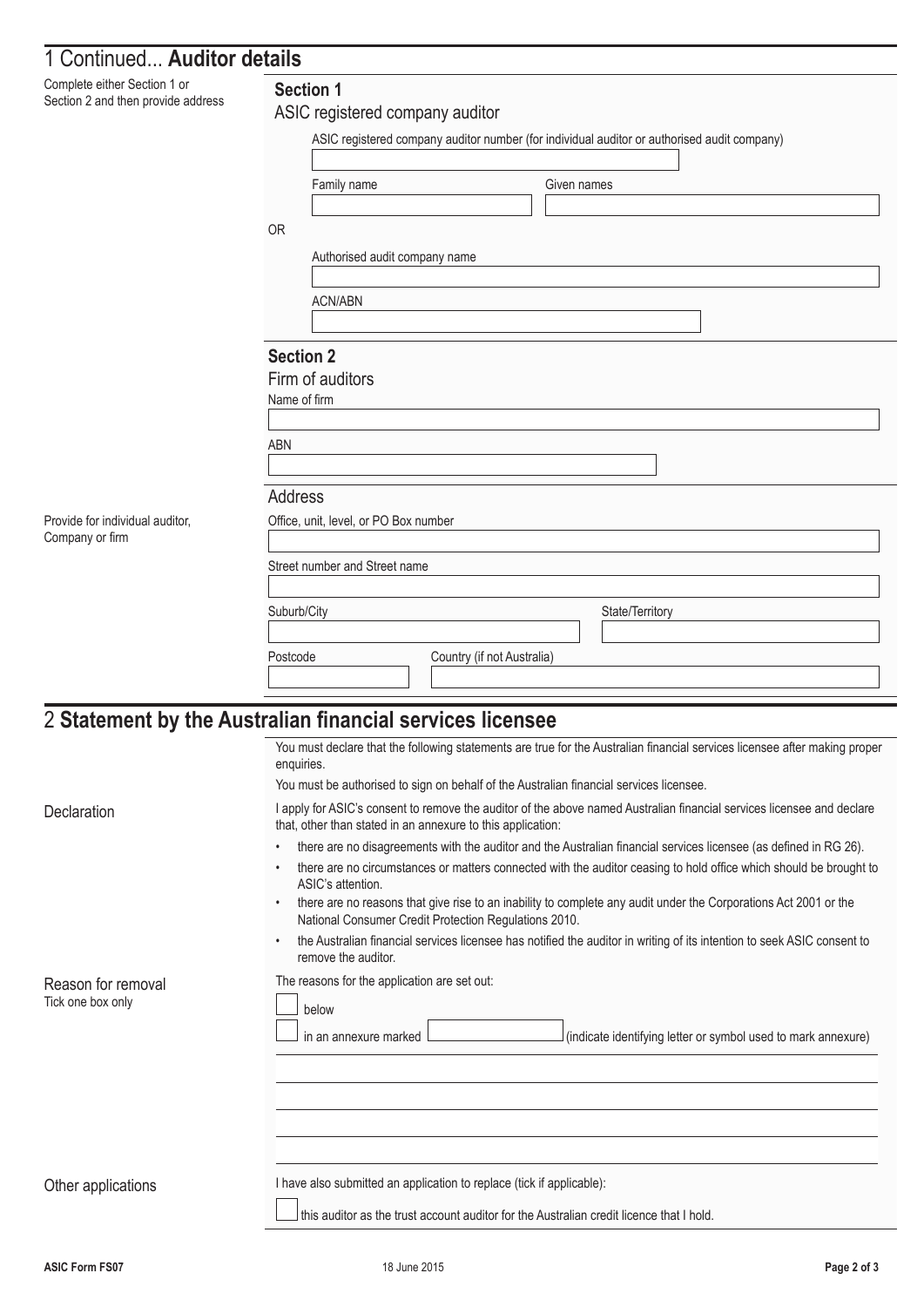## 1 Continued... **Auditor details**

Complete either Section 1 or Section 2 and then provide address

**Section 1**

ASIC registered company auditor

ASIC registered company auditor number (for individual auditor or authorised audit company)

Family name

Given names

OR

Authorised audit company name

ACN/ABN

**Section 2**

Firm of auditors

Name of firm

ABN

Address

Provide for individual auditor, Company or firm

Office, unit, level, or PO Box number

Street number and Street name

Suburb/City

State/Territory

Postcode

Country (if not Australia)

## 2 **Statement by the Australian financial services licensee**

You must declare that the following statements are true for the Australian financial services licensee after making proper enquiries.

You must be authorised to sign on behalf of the Australian financial services licensee.

Declaration

I apply for ASIC's consent to remove the auditor of the above named Australian financial services licensee and declare that, other than stated in an annexure to this application:

- there are no disagreements with the auditor and the Australian financial services licensee (as defined in RG 26).
- there are no circumstances or matters connected with the auditor ceasing to hold office which should be brought to ASIC's attention.
- there are no reasons that give rise to an inability to complete any audit under the Corporations Act 2001 or the National Consumer Credit Protection Regulations 2010.
- the Australian financial services licensee has notified the auditor in writing of its intention to seek ASIC consent to remove the auditor.

Reason for removal
Tick one box only

The reasons for the application are set out:

☐ below

☐ in an annexure marked ________ (indicate identifying letter or symbol used to mark annexure)

Other applications

I have also submitted an application to replace (tick if applicable):

☐ this auditor as the trust account auditor for the Australian credit licence that I hold.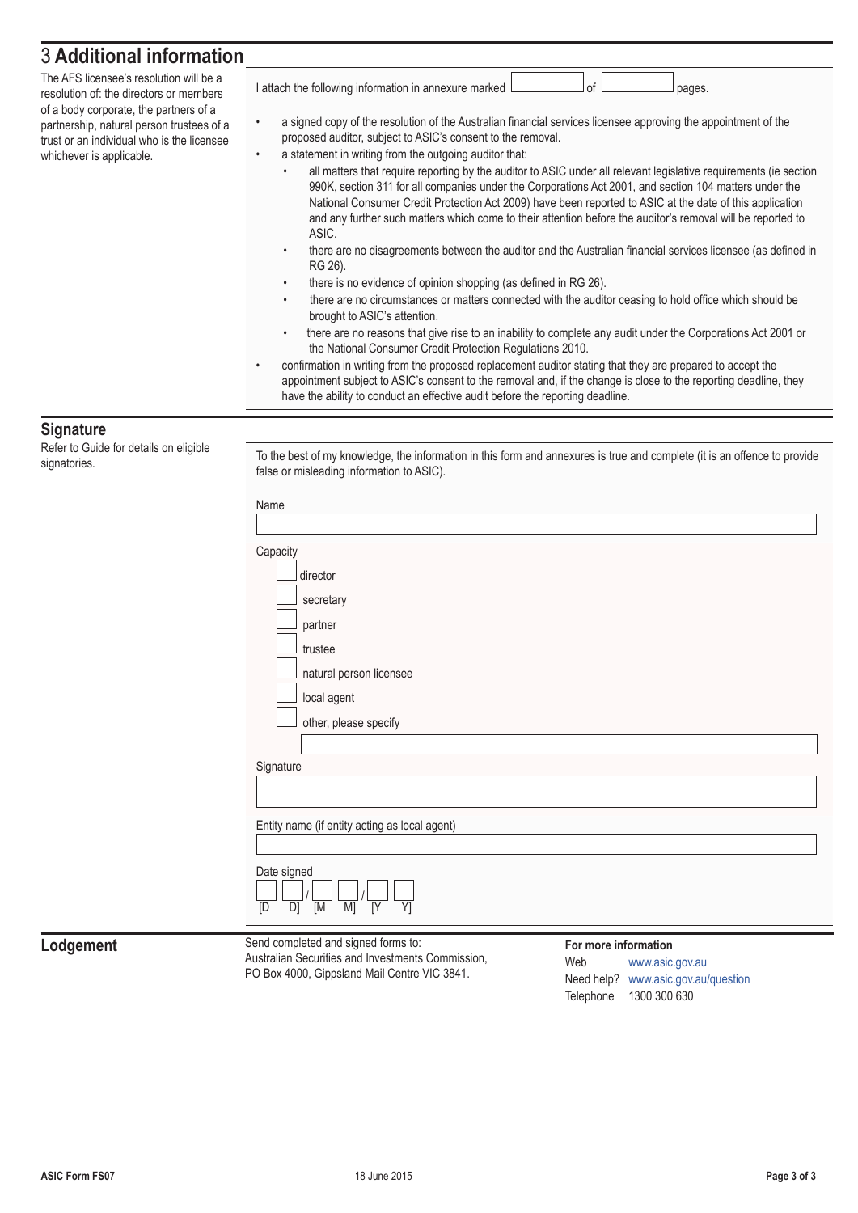# 3 Additional information

The AFS licensee's resolution will be a resolution of: the directors or members of a body corporate, the partners of a partnership, natural person trustees of a trust or an individual who is the licensee whichever is applicable.

I attach the following information in annexure marked ____ of ____ pages.

- a signed copy of the resolution of the Australian financial services licensee approving the appointment of the proposed auditor, subject to ASIC's consent to the removal.
- a statement in writing from the outgoing auditor that:
  - all matters that require reporting by the auditor to ASIC under all relevant legislative requirements (ie section 990K, section 311 for all companies under the Corporations Act 2001, and section 104 matters under the National Consumer Credit Protection Act 2009) have been reported to ASIC at the date of this application and any further such matters which come to their attention before the auditor's removal will be reported to ASIC.
  - there are no disagreements between the auditor and the Australian financial services licensee (as defined in RG 26).
  - there is no evidence of opinion shopping (as defined in RG 26).
  - there are no circumstances or matters connected with the auditor ceasing to hold office which should be brought to ASIC's attention.
  - there are no reasons that give rise to an inability to complete any audit under the Corporations Act 2001 or the National Consumer Credit Protection Regulations 2010.
- confirmation in writing from the proposed replacement auditor stating that they are prepared to accept the appointment subject to ASIC's consent to the removal and, if the change is close to the reporting deadline, they have the ability to conduct an effective audit before the reporting deadline.

## Signature

Refer to Guide for details on eligible signatories.

To the best of my knowledge, the information in this form and annexures is true and complete (it is an offence to provide false or misleading information to ASIC).

Name

Capacity

- [ ] director
- [ ] secretary
- [ ] partner
- [ ] trustee
- [ ] natural person licensee
- [ ] local agent
- [ ] other, please specify

Signature

Entity name (if entity acting as local agent)

Date signed

[D D] / [M M] / [Y Y]

## Lodgement

Send completed and signed forms to:
Australian Securities and Investments Commission,
PO Box 4000, Gippsland Mail Centre VIC 3841.

**For more information**

Web www.asic.gov.au
Need help? www.asic.gov.au/question
Telephone 1300 300 630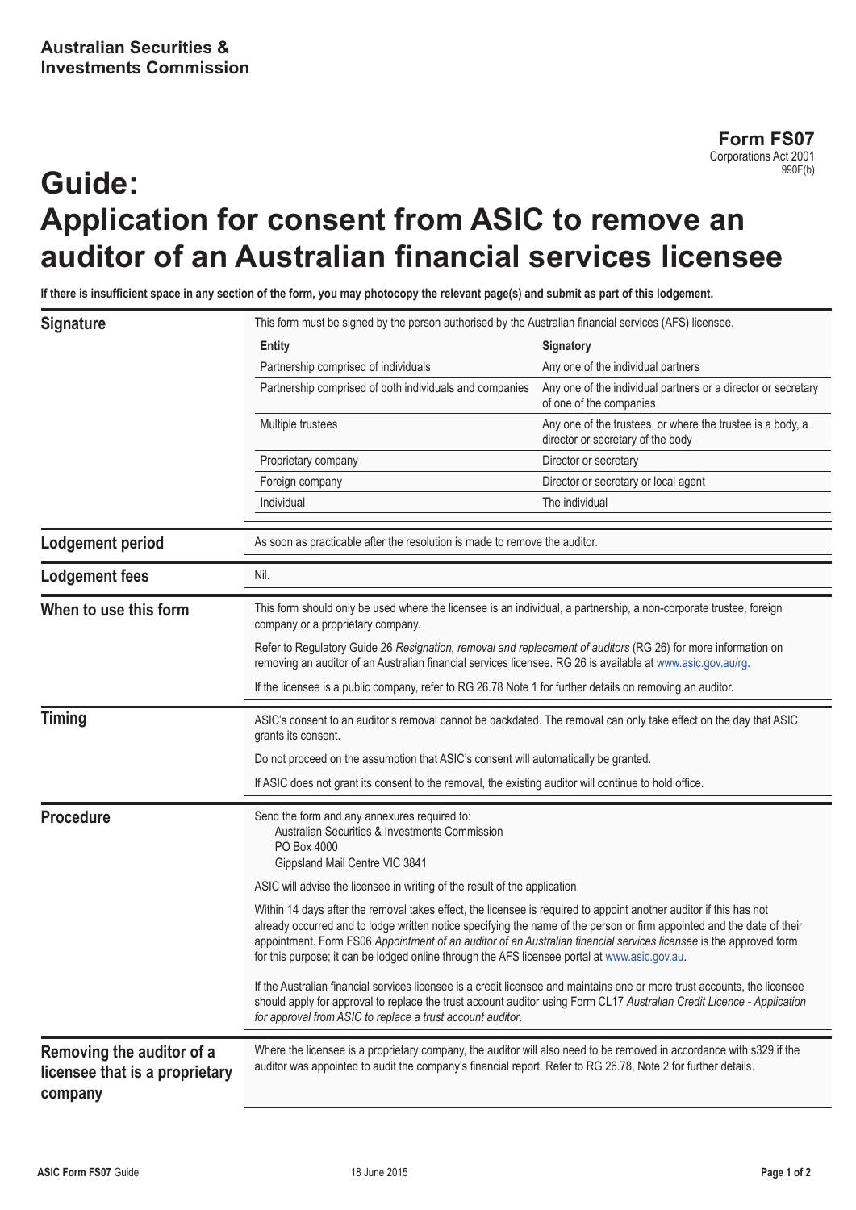**Australian Securities & Investments Commission**

**Form FS07**
Corporations Act 2001
990F(b)

# Guide: Application for consent from ASIC to remove an auditor of an Australian financial services licensee

**If there is insufficient space in any section of the form, you may photocopy the relevant page(s) and submit as part of this lodgement.**

## Signature

This form must be signed by the person authorised by the Australian financial services (AFS) licensee.

| Entity | Signatory |
|---|---|
| Partnership comprised of individuals | Any one of the individual partners |
| Partnership comprised of both individuals and companies | Any one of the individual partners or a director or secretary of one of the companies |
| Multiple trustees | Any one of the trustees, or where the trustee is a body, a director or secretary of the body |
| Proprietary company | Director or secretary |
| Foreign company | Director or secretary or local agent |
| Individual | The individual |

## Lodgement period

As soon as practicable after the resolution is made to remove the auditor.

## Lodgement fees

Nil.

## When to use this form

This form should only be used where the licensee is an individual, a partnership, a non-corporate trustee, foreign company or a proprietary company.

Refer to Regulatory Guide 26 *Resignation, removal and replacement of auditors* (RG 26) for more information on removing an auditor of an Australian financial services licensee. RG 26 is available at www.asic.gov.au/rg.

If the licensee is a public company, refer to RG 26.78 Note 1 for further details on removing an auditor.

## Timing

ASIC's consent to an auditor's removal cannot be backdated. The removal can only take effect on the day that ASIC grants its consent.

Do not proceed on the assumption that ASIC's consent will automatically be granted.

If ASIC does not grant its consent to the removal, the existing auditor will continue to hold office.

## Procedure

Send the form and any annexures required to:
Australian Securities & Investments Commission
PO Box 4000
Gippsland Mail Centre VIC 3841

ASIC will advise the licensee in writing of the result of the application.

Within 14 days after the removal takes effect, the licensee is required to appoint another auditor if this has not already occurred and to lodge written notice specifying the name of the person or firm appointed and the date of their appointment. Form FS06 *Appointment of an auditor of an Australian financial services licensee* is the approved form for this purpose; it can be lodged online through the AFS licensee portal at www.asic.gov.au.

If the Australian financial services licensee is a credit licensee and maintains one or more trust accounts, the licensee should apply for approval to replace the trust account auditor using Form CL17 *Australian Credit Licence - Application for approval from ASIC to replace a trust account auditor*.

## Removing the auditor of a licensee that is a proprietary company

Where the licensee is a proprietary company, the auditor will also need to be removed in accordance with s329 if the auditor was appointed to audit the company's financial report. Refer to RG 26.78, Note 2 for further details.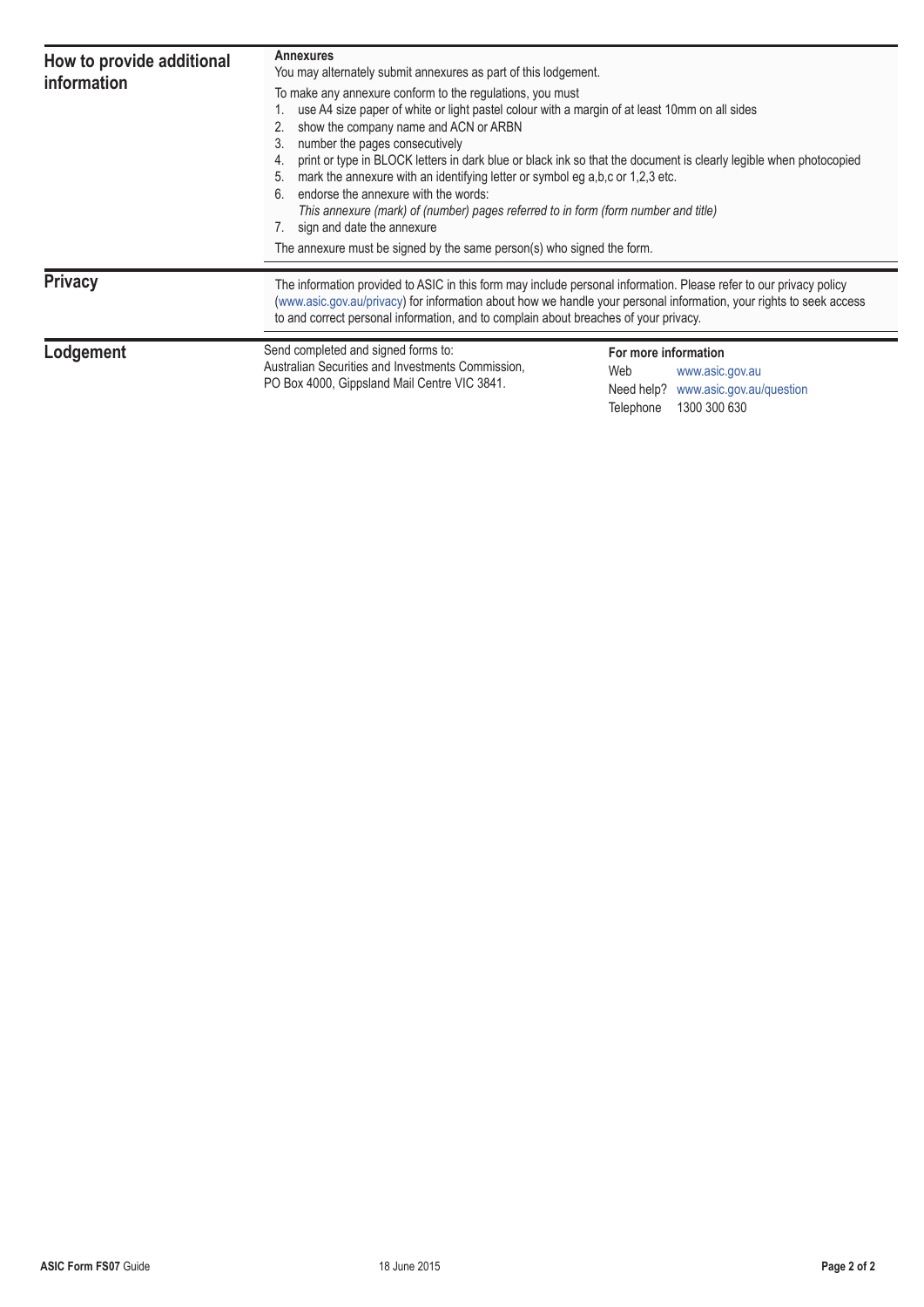## How to provide additional information

**Annexures**

You may alternately submit annexures as part of this lodgement.

To make any annexure conform to the regulations, you must

1. use A4 size paper of white or light pastel colour with a margin of at least 10mm on all sides
2. show the company name and ACN or ARBN
3. number the pages consecutively
4. print or type in BLOCK letters in dark blue or black ink so that the document is clearly legible when photocopied
5. mark the annexure with an identifying letter or symbol eg a,b,c or 1,2,3 etc.
6. endorse the annexure with the words:
   *This annexure (mark) of (number) pages referred to in form (form number and title)*
7. sign and date the annexure

The annexure must be signed by the same person(s) who signed the form.

## Privacy

The information provided to ASIC in this form may include personal information. Please refer to our privacy policy (www.asic.gov.au/privacy) for information about how we handle your personal information, your rights to seek access to and correct personal information, and to complain about breaches of your privacy.

## Lodgement

Send completed and signed forms to:
Australian Securities and Investments Commission,
PO Box 4000, Gippsland Mail Centre VIC 3841.

**For more information**

Web www.asic.gov.au
Need help? www.asic.gov.au/question
Telephone 1300 300 630